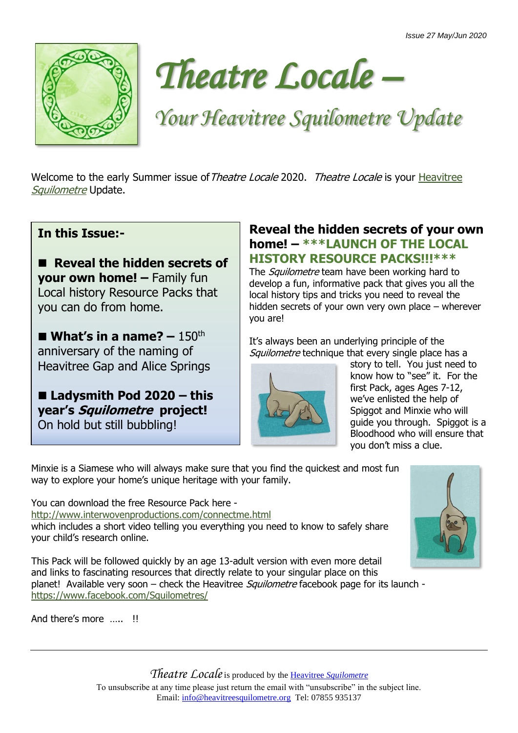Issue 27 May/Jun 2020

# *Theatre Locale –*

## *Your Heavitree Squilometre Update*

Welcome to the early Summer issue of *Theatre Locale* 2020. *Theatre Locale* is your Heavitree *Squilometre* Update.

**In this Issue:-**

- **Reveal the hidden secrets of your own home! –** Family fun Local history Resource Packs that you can do from home.
- **What's in a name? –** 150th anniversary of the naming of Heavitree Gap and Alice Springs
- **Ladysmith Pod 2020 – this year's *Squilometre* project!** On hold but still bubbling!

## Reveal the hidden secrets of your own home! – ***LAUNCH OF THE LOCAL HISTORY RESOURCE PACKS!!!***

The *Squilometre* team have been working hard to develop a fun, informative pack that gives you all the local history tips and tricks you need to reveal the hidden secrets of your own very own place – wherever you are!

It's always been an underlying principle of the *Squilometre* technique that every single place has a story to tell. You just need to know how to "see" it. For the first Pack, ages Ages 7-12, we've enlisted the help of Spiggot and Minxie who will guide you through. Spiggot is a Bloodhood who will ensure that you don't miss a clue.

Minxie is a Siamese who will always make sure that you find the quickest and most fun way to explore your home's unique heritage with your family.

You can download the free Resource Pack here - http://www.interwovenproductions.com/connectme.html which includes a short video telling you everything you need to know to safely share your child's research online.

This Pack will be followed quickly by an age 13-adult version with even more detail and links to fascinating resources that directly relate to your singular place on this planet! Available very soon – check the Heavitree *Squilometre* facebook page for its launch - https://www.facebook.com/Squilometres/

And there's more ….. !!

---

*Theatre Locale* is produced by the Heavitree *Squilometre*
To unsubscribe at any time please just return the email with "unsubscribe" in the subject line.
Email: info@heavitreesquilometre.org Tel: 07855 935137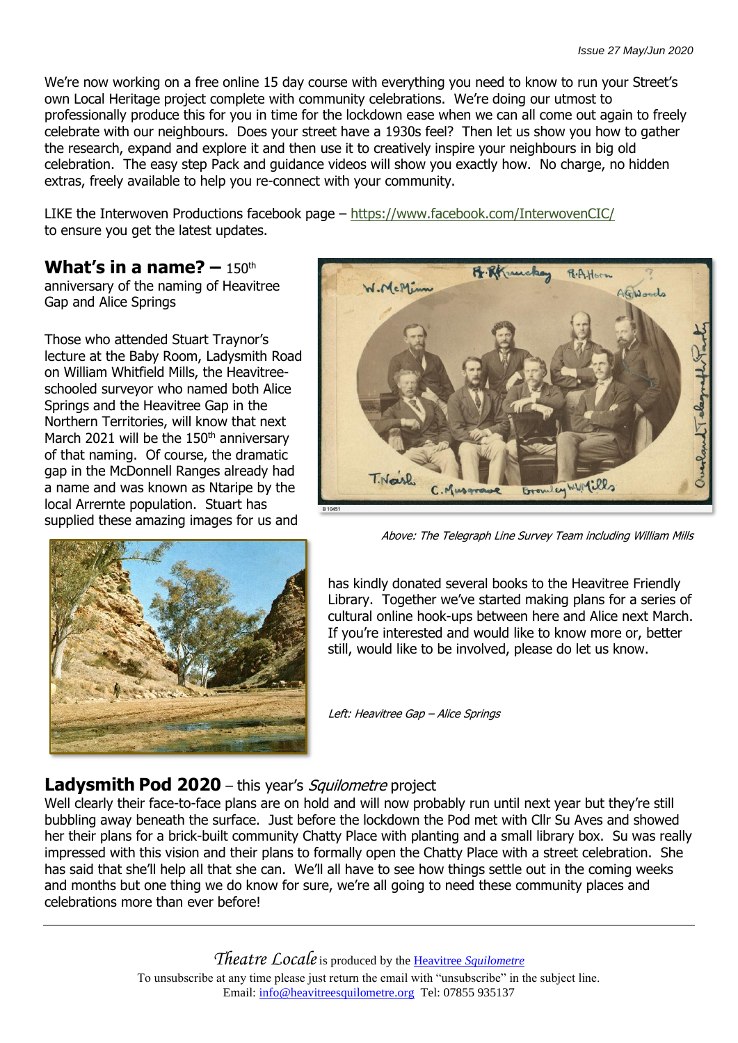We're now working on a free online 15 day course with everything you need to know to run your Street's own Local Heritage project complete with community celebrations. We're doing our utmost to professionally produce this for you in time for the lockdown ease when we can all come out again to freely celebrate with our neighbours. Does your street have a 1930s feel? Then let us show you how to gather the research, expand and explore it and then use it to creatively inspire your neighbours in big old celebration. The easy step Pack and guidance videos will show you exactly how. No charge, no hidden extras, freely available to help you re-connect with your community.

LIKE the Interwoven Productions facebook page – https://www.facebook.com/InterwovenCIC/ to ensure you get the latest updates.

## What's in a name? – 150th anniversary of the naming of Heavitree Gap and Alice Springs

Those who attended Stuart Traynor's lecture at the Baby Room, Ladysmith Road on William Whitfield Mills, the Heavitree-schooled surveyor who named both Alice Springs and the Heavitree Gap in the Northern Territories, will know that next March 2021 will be the 150th anniversary of that naming. Of course, the dramatic gap in the McDonnell Ranges already had a name and was known as Ntaripe by the local Arrernte population. Stuart has supplied these amazing images for us and has kindly donated several books to the Heavitree Friendly Library. Together we've started making plans for a series of cultural online hook-ups between here and Alice next March. If you're interested and would like to know more or, better still, would like to be involved, please do let us know.

*Above: The Telegraph Line Survey Team including William Mills*

*Left: Heavitree Gap – Alice Springs*

## Ladysmith Pod 2020 – this year's *Squilometre* project

Well clearly their face-to-face plans are on hold and will now probably run until next year but they're still bubbling away beneath the surface. Just before the lockdown the Pod met with Cllr Su Aves and showed her their plans for a brick-built community Chatty Place with planting and a small library box. Su was really impressed with this vision and their plans to formally open the Chatty Place with a street celebration. She has said that she'll help all that she can. We'll all have to see how things settle out in the coming weeks and months but one thing we do know for sure, we're all going to need these community places and celebrations more than ever before!

---

*Theatre Locale* is produced by the Heavitree *Squilometre*
To unsubscribe at any time please just return the email with "unsubscribe" in the subject line.
Email: info@heavitreesquilometre.org Tel: 07855 935137